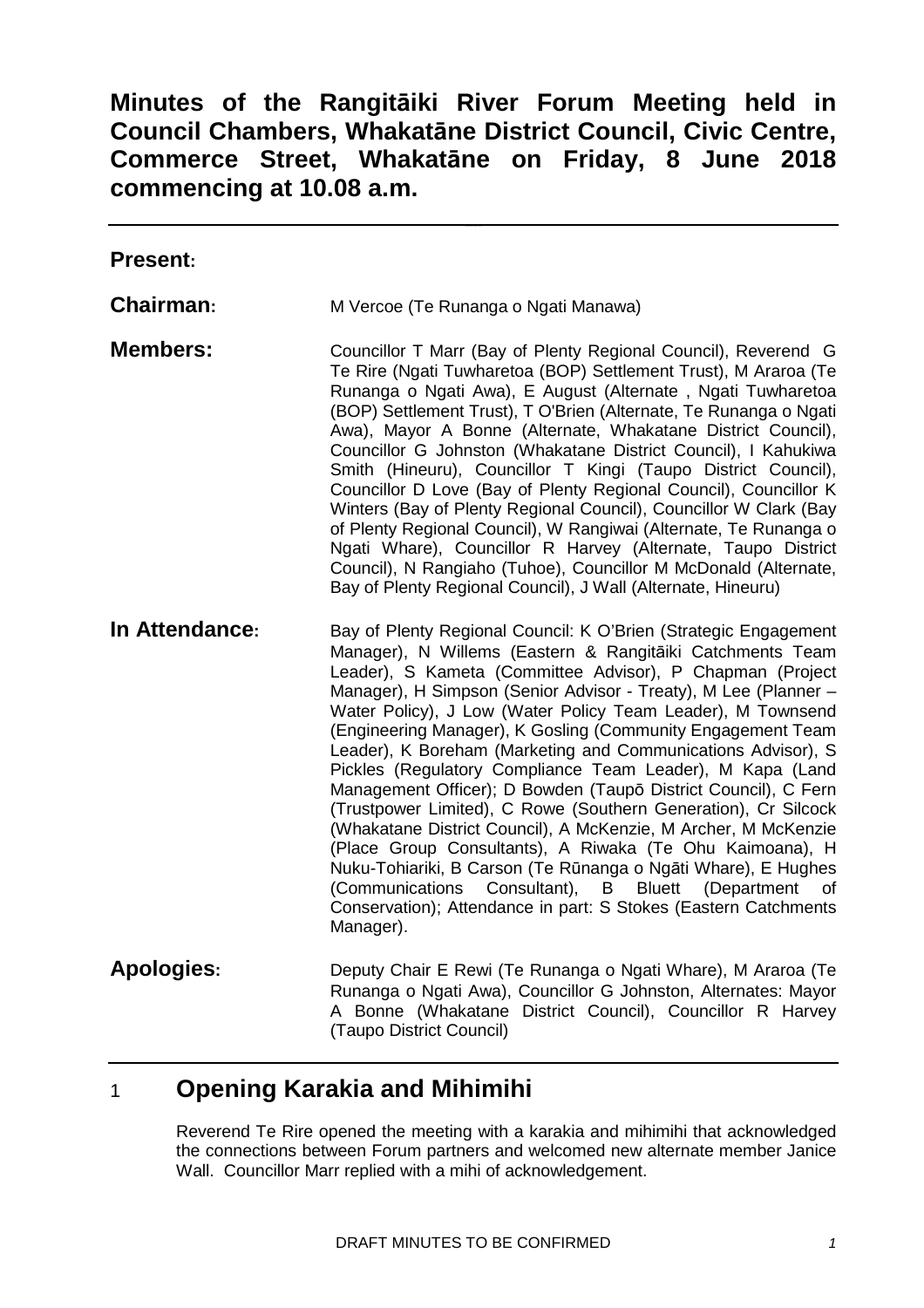# Minutes of the Rangitāiki River Forum Meeting held in Council Chambers, Whakatāne District Council, Civic Centre, Commerce Street, Whakatāne on Friday, 8 June 2018 commencing at 10.08 a.m.

**Present:**

**Chairman:** M Vercoe (Te Runanga o Ngati Manawa)

**Members:** Councillor T Marr (Bay of Plenty Regional Council), Reverend G Te Rire (Ngati Tuwharetoa (BOP) Settlement Trust), M Araroa (Te Runanga o Ngati Awa), E August (Alternate , Ngati Tuwharetoa (BOP) Settlement Trust), T O'Brien (Alternate, Te Runanga o Ngati Awa), Mayor A Bonne (Alternate, Whakatane District Council), Councillor G Johnston (Whakatane District Council), I Kahukiwa Smith (Hineuru), Councillor T Kingi (Taupo District Council), Councillor D Love (Bay of Plenty Regional Council), Councillor K Winters (Bay of Plenty Regional Council), Councillor W Clark (Bay of Plenty Regional Council), W Rangiwai (Alternate, Te Runanga o Ngati Whare), Councillor R Harvey (Alternate, Taupo District Council), N Rangiaho (Tuhoe), Councillor M McDonald (Alternate, Bay of Plenty Regional Council), J Wall (Alternate, Hineuru)

**In Attendance:** Bay of Plenty Regional Council: K O'Brien (Strategic Engagement Manager), N Willems (Eastern & Rangitāiki Catchments Team Leader), S Kameta (Committee Advisor), P Chapman (Project Manager), H Simpson (Senior Advisor - Treaty), M Lee (Planner – Water Policy), J Low (Water Policy Team Leader), M Townsend (Engineering Manager), K Gosling (Community Engagement Team Leader), K Boreham (Marketing and Communications Advisor), S Pickles (Regulatory Compliance Team Leader), M Kapa (Land Management Officer); D Bowden (Taupō District Council), C Fern (Trustpower Limited), C Rowe (Southern Generation), Cr Silcock (Whakatane District Council), A McKenzie, M Archer, M McKenzie (Place Group Consultants), A Riwaka (Te Ohu Kaimoana), H Nuku-Tohiariki, B Carson (Te Rūnanga o Ngāti Whare), E Hughes (Communications Consultant), B Bluett (Department of Conservation); Attendance in part: S Stokes (Eastern Catchments Manager).

**Apologies:** Deputy Chair E Rewi (Te Runanga o Ngati Whare), M Araroa (Te Runanga o Ngati Awa), Councillor G Johnston, Alternates: Mayor A Bonne (Whakatane District Council), Councillor R Harvey (Taupo District Council)

## 1 Opening Karakia and Mihimihi

Reverend Te Rire opened the meeting with a karakia and mihimihi that acknowledged the connections between Forum partners and welcomed new alternate member Janice Wall. Councillor Marr replied with a mihi of acknowledgement.

DRAFT MINUTES TO BE CONFIRMED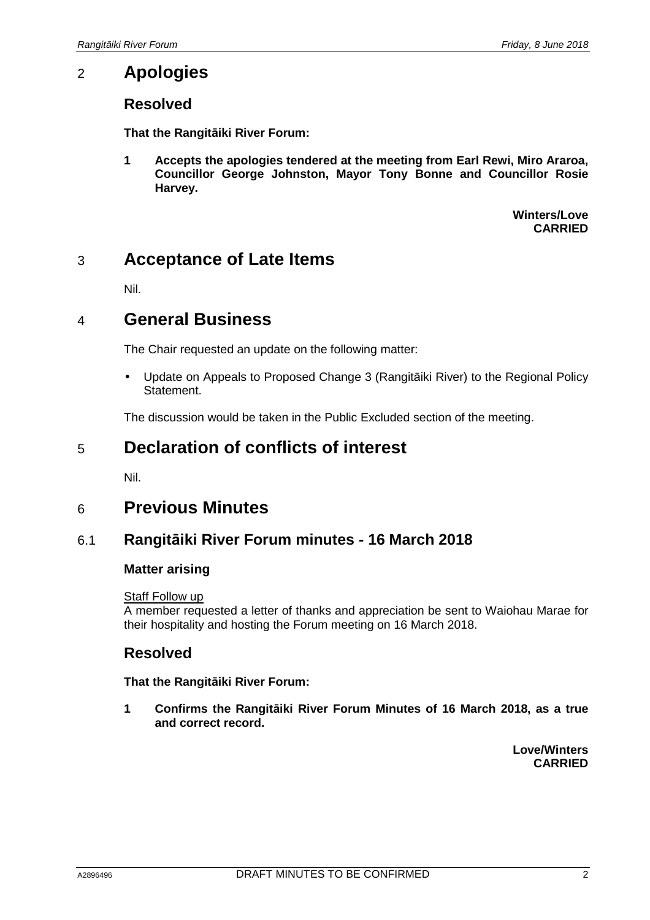# 2 Apologies

## Resolved

**That the Rangitāiki River Forum:**

**1 Accepts the apologies tendered at the meeting from Earl Rewi, Miro Araroa, Councillor George Johnston, Mayor Tony Bonne and Councillor Rosie Harvey.**

**Winters/Love**
**CARRIED**

# 3 Acceptance of Late Items

Nil.

# 4 General Business

The Chair requested an update on the following matter:

- Update on Appeals to Proposed Change 3 (Rangitāiki River) to the Regional Policy Statement.

The discussion would be taken in the Public Excluded section of the meeting.

# 5 Declaration of conflicts of interest

Nil.

# 6 Previous Minutes

## 6.1 Rangitāiki River Forum minutes - 16 March 2018

### Matter arising

Staff Follow up
A member requested a letter of thanks and appreciation be sent to Waiohau Marae for their hospitality and hosting the Forum meeting on 16 March 2018.

## Resolved

**That the Rangitāiki River Forum:**

**1 Confirms the Rangitāiki River Forum Minutes of 16 March 2018, as a true and correct record.**

**Love/Winters**
**CARRIED**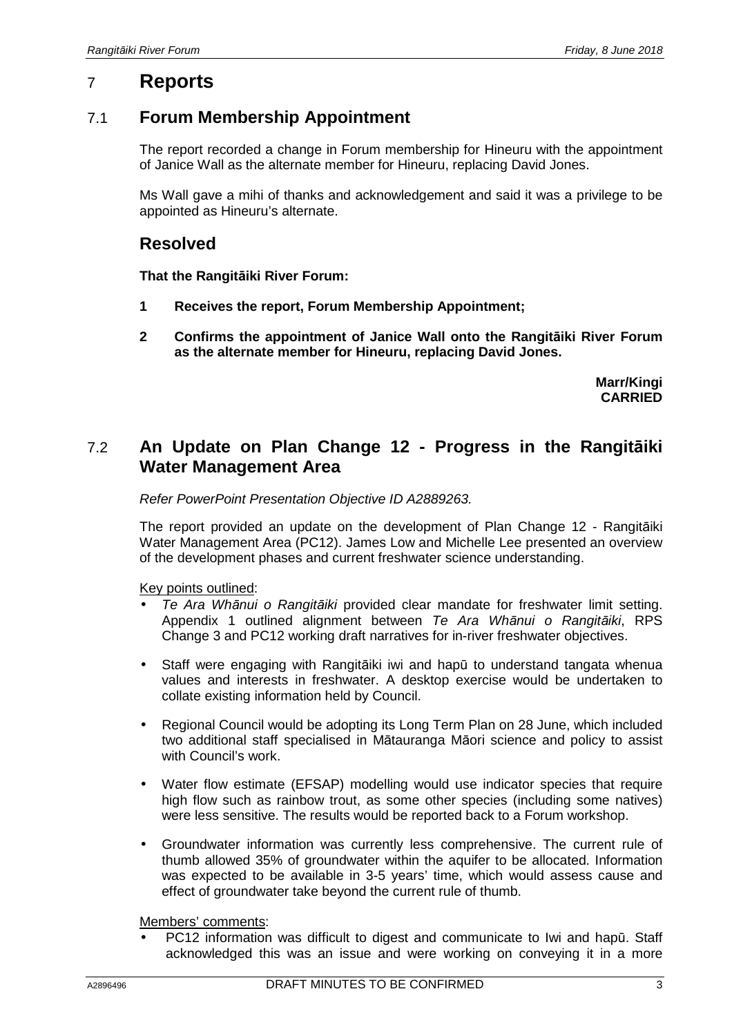## 7 Reports

### 7.1 Forum Membership Appointment

The report recorded a change in Forum membership for Hineuru with the appointment of Janice Wall as the alternate member for Hineuru, replacing David Jones.

Ms Wall gave a mihi of thanks and acknowledgement and said it was a privilege to be appointed as Hineuru's alternate.

### Resolved

**That the Rangitāiki River Forum:**

**1 Receives the report, Forum Membership Appointment;**

**2 Confirms the appointment of Janice Wall onto the Rangitāiki River Forum as the alternate member for Hineuru, replacing David Jones.**

**Marr/Kingi**
**CARRIED**

### 7.2 An Update on Plan Change 12 - Progress in the Rangitāiki Water Management Area

*Refer PowerPoint Presentation Objective ID A2889263.*

The report provided an update on the development of Plan Change 12 - Rangitāiki Water Management Area (PC12). James Low and Michelle Lee presented an overview of the development phases and current freshwater science understanding.

Key points outlined:

- *Te Ara Whānui o Rangitāiki* provided clear mandate for freshwater limit setting. Appendix 1 outlined alignment between *Te Ara Whānui o Rangitāiki*, RPS Change 3 and PC12 working draft narratives for in-river freshwater objectives.
- Staff were engaging with Rangitāiki iwi and hapū to understand tangata whenua values and interests in freshwater. A desktop exercise would be undertaken to collate existing information held by Council.
- Regional Council would be adopting its Long Term Plan on 28 June, which included two additional staff specialised in Mātauranga Māori science and policy to assist with Council's work.
- Water flow estimate (EFSAP) modelling would use indicator species that require high flow such as rainbow trout, as some other species (including some natives) were less sensitive. The results would be reported back to a Forum workshop.
- Groundwater information was currently less comprehensive. The current rule of thumb allowed 35% of groundwater within the aquifer to be allocated. Information was expected to be available in 3-5 years' time, which would assess cause and effect of groundwater take beyond the current rule of thumb.

Members' comments:

- PC12 information was difficult to digest and communicate to Iwi and hapū. Staff acknowledged this was an issue and were working on conveying it in a more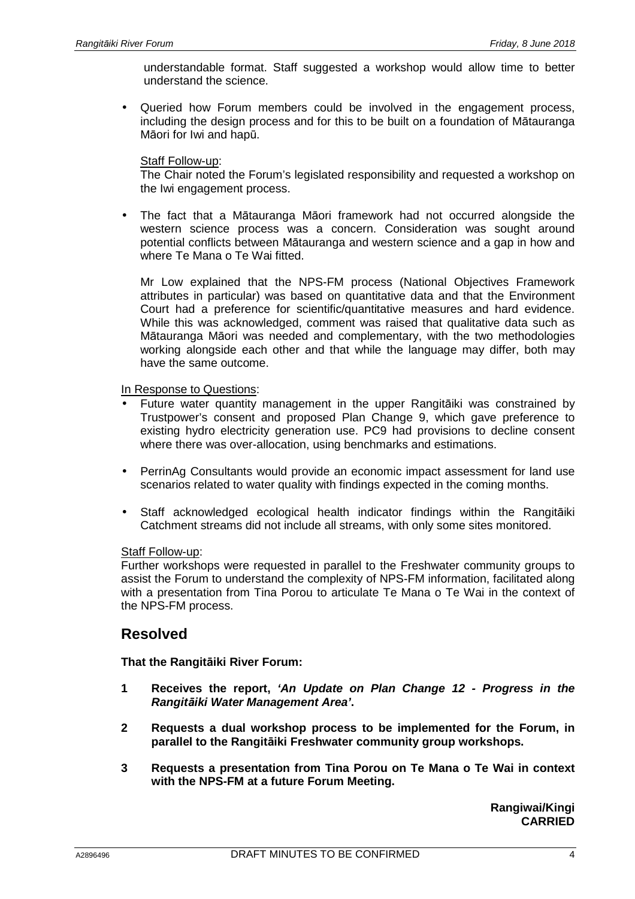understandable format. Staff suggested a workshop would allow time to better understand the science.

- Queried how Forum members could be involved in the engagement process, including the design process and for this to be built on a foundation of Mātauranga Māori for Iwi and hapū.

  Staff Follow-up:
  The Chair noted the Forum's legislated responsibility and requested a workshop on the Iwi engagement process.

- The fact that a Mātauranga Māori framework had not occurred alongside the western science process was a concern. Consideration was sought around potential conflicts between Mātauranga and western science and a gap in how and where Te Mana o Te Wai fitted.

  Mr Low explained that the NPS-FM process (National Objectives Framework attributes in particular) was based on quantitative data and that the Environment Court had a preference for scientific/quantitative measures and hard evidence. While this was acknowledged, comment was raised that qualitative data such as Mātauranga Māori was needed and complementary, with the two methodologies working alongside each other and that while the language may differ, both may have the same outcome.

In Response to Questions:

- Future water quantity management in the upper Rangitāiki was constrained by Trustpower's consent and proposed Plan Change 9, which gave preference to existing hydro electricity generation use. PC9 had provisions to decline consent where there was over-allocation, using benchmarks and estimations.

- PerrinAg Consultants would provide an economic impact assessment for land use scenarios related to water quality with findings expected in the coming months.

- Staff acknowledged ecological health indicator findings within the Rangitāiki Catchment streams did not include all streams, with only some sites monitored.

Staff Follow-up:
Further workshops were requested in parallel to the Freshwater community groups to assist the Forum to understand the complexity of NPS-FM information, facilitated along with a presentation from Tina Porou to articulate Te Mana o Te Wai in the context of the NPS-FM process.

## Resolved

**That the Rangitāiki River Forum:**

**1 Receives the report, *'An Update on Plan Change 12 - Progress in the Rangitāiki Water Management Area'*.**

**2 Requests a dual workshop process to be implemented for the Forum, in parallel to the Rangitāiki Freshwater community group workshops.**

**3 Requests a presentation from Tina Porou on Te Mana o Te Wai in context with the NPS-FM at a future Forum Meeting.**

**Rangiwai/Kingi**
**CARRIED**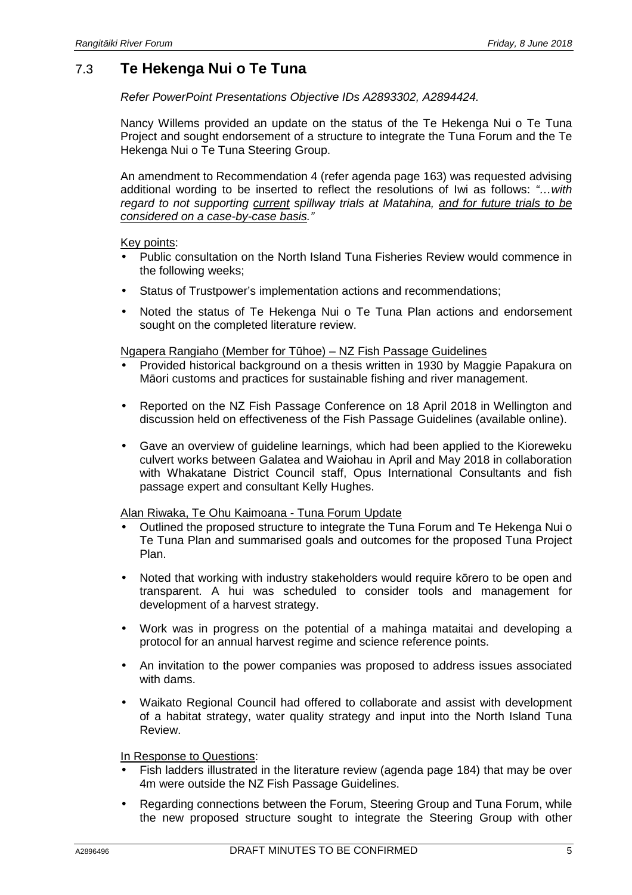## 7.3 **Te Hekenga Nui o Te Tuna**

*Refer PowerPoint Presentations Objective IDs A2893302, A2894424.*

Nancy Willems provided an update on the status of the Te Hekenga Nui o Te Tuna Project and sought endorsement of a structure to integrate the Tuna Forum and the Te Hekenga Nui o Te Tuna Steering Group.

An amendment to Recommendation 4 (refer agenda page 163) was requested advising additional wording to be inserted to reflect the resolutions of Iwi as follows: *"…with regard to not supporting current spillway trials at Matahina, and for future trials to be considered on a case-by-case basis."*

Key points:

- Public consultation on the North Island Tuna Fisheries Review would commence in the following weeks;
- Status of Trustpower's implementation actions and recommendations;
- Noted the status of Te Hekenga Nui o Te Tuna Plan actions and endorsement sought on the completed literature review.

Ngapera Rangiaho (Member for Tūhoe) – NZ Fish Passage Guidelines

- Provided historical background on a thesis written in 1930 by Maggie Papakura on Māori customs and practices for sustainable fishing and river management.
- Reported on the NZ Fish Passage Conference on 18 April 2018 in Wellington and discussion held on effectiveness of the Fish Passage Guidelines (available online).
- Gave an overview of guideline learnings, which had been applied to the Kioreweku culvert works between Galatea and Waiohau in April and May 2018 in collaboration with Whakatane District Council staff, Opus International Consultants and fish passage expert and consultant Kelly Hughes.

Alan Riwaka, Te Ohu Kaimoana - Tuna Forum Update

- Outlined the proposed structure to integrate the Tuna Forum and Te Hekenga Nui o Te Tuna Plan and summarised goals and outcomes for the proposed Tuna Project Plan.
- Noted that working with industry stakeholders would require kōrero to be open and transparent. A hui was scheduled to consider tools and management for development of a harvest strategy.
- Work was in progress on the potential of a mahinga mataitai and developing a protocol for an annual harvest regime and science reference points.
- An invitation to the power companies was proposed to address issues associated with dams.
- Waikato Regional Council had offered to collaborate and assist with development of a habitat strategy, water quality strategy and input into the North Island Tuna Review.

In Response to Questions:

- Fish ladders illustrated in the literature review (agenda page 184) that may be over 4m were outside the NZ Fish Passage Guidelines.
- Regarding connections between the Forum, Steering Group and Tuna Forum, while the new proposed structure sought to integrate the Steering Group with other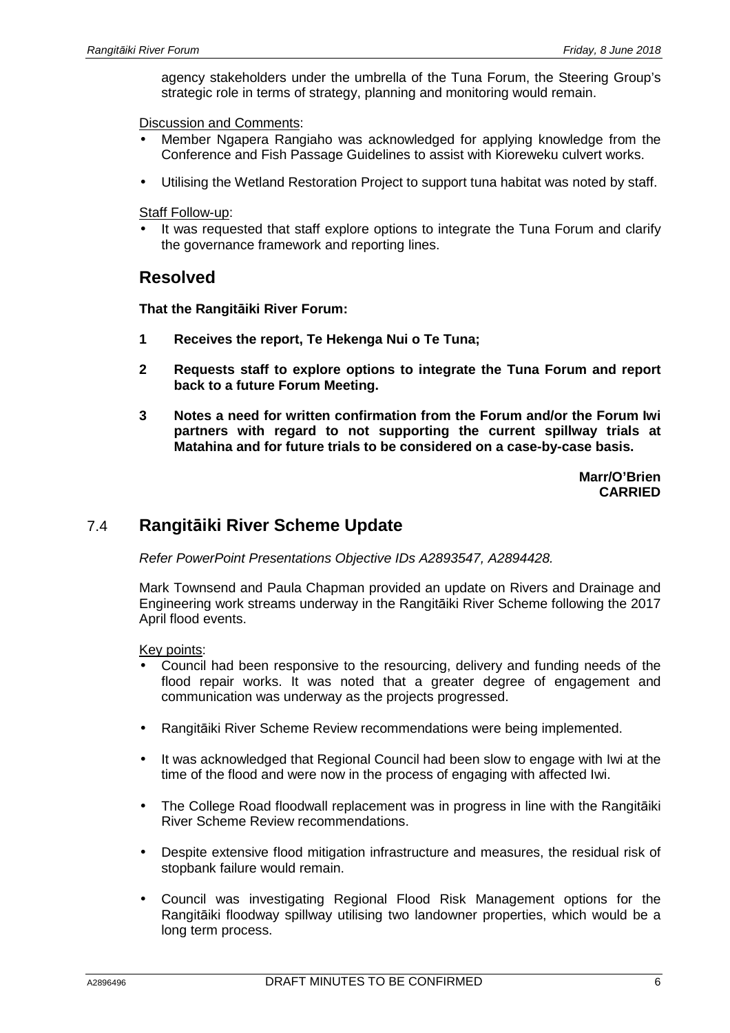agency stakeholders under the umbrella of the Tuna Forum, the Steering Group's strategic role in terms of strategy, planning and monitoring would remain.

Discussion and Comments:

- Member Ngapera Rangiaho was acknowledged for applying knowledge from the Conference and Fish Passage Guidelines to assist with Kioreweku culvert works.
- Utilising the Wetland Restoration Project to support tuna habitat was noted by staff.

Staff Follow-up:

- It was requested that staff explore options to integrate the Tuna Forum and clarify the governance framework and reporting lines.

## Resolved

**That the Rangitāiki River Forum:**

**1 Receives the report, Te Hekenga Nui o Te Tuna;**

**2 Requests staff to explore options to integrate the Tuna Forum and report back to a future Forum Meeting.**

**3 Notes a need for written confirmation from the Forum and/or the Forum Iwi partners with regard to not supporting the current spillway trials at Matahina and for future trials to be considered on a case-by-case basis.**

**Marr/O'Brien**
**CARRIED**

## 7.4 Rangitāiki River Scheme Update

*Refer PowerPoint Presentations Objective IDs A2893547, A2894428.*

Mark Townsend and Paula Chapman provided an update on Rivers and Drainage and Engineering work streams underway in the Rangitāiki River Scheme following the 2017 April flood events.

Key points:

- Council had been responsive to the resourcing, delivery and funding needs of the flood repair works. It was noted that a greater degree of engagement and communication was underway as the projects progressed.
- Rangitāiki River Scheme Review recommendations were being implemented.
- It was acknowledged that Regional Council had been slow to engage with Iwi at the time of the flood and were now in the process of engaging with affected Iwi.
- The College Road floodwall replacement was in progress in line with the Rangitāiki River Scheme Review recommendations.
- Despite extensive flood mitigation infrastructure and measures, the residual risk of stopbank failure would remain.
- Council was investigating Regional Flood Risk Management options for the Rangitāiki floodway spillway utilising two landowner properties, which would be a long term process.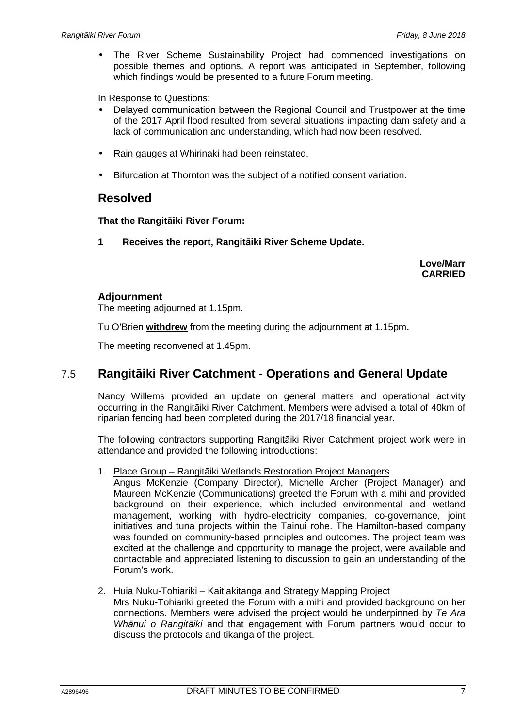- The River Scheme Sustainability Project had commenced investigations on possible themes and options. A report was anticipated in September, following which findings would be presented to a future Forum meeting.

In Response to Questions:

- Delayed communication between the Regional Council and Trustpower at the time of the 2017 April flood resulted from several situations impacting dam safety and a lack of communication and understanding, which had now been resolved.
- Rain gauges at Whirinaki had been reinstated.
- Bifurcation at Thornton was the subject of a notified consent variation.

## Resolved

**That the Rangitāiki River Forum:**

**1 Receives the report, Rangitāiki River Scheme Update.**

**Love/Marr**
**CARRIED**

### Adjournment

The meeting adjourned at 1.15pm.

Tu O'Brien **withdrew** from the meeting during the adjournment at 1.15pm**.**

The meeting reconvened at 1.45pm.

## 7.5 Rangitāiki River Catchment - Operations and General Update

Nancy Willems provided an update on general matters and operational activity occurring in the Rangitāiki River Catchment. Members were advised a total of 40km of riparian fencing had been completed during the 2017/18 financial year.

The following contractors supporting Rangitāiki River Catchment project work were in attendance and provided the following introductions:

1. Place Group – Rangitāiki Wetlands Restoration Project Managers
   Angus McKenzie (Company Director), Michelle Archer (Project Manager) and Maureen McKenzie (Communications) greeted the Forum with a mihi and provided background on their experience, which included environmental and wetland management, working with hydro-electricity companies, co-governance, joint initiatives and tuna projects within the Tainui rohe. The Hamilton-based company was founded on community-based principles and outcomes. The project team was excited at the challenge and opportunity to manage the project, were available and contactable and appreciated listening to discussion to gain an understanding of the Forum's work.

2. Huia Nuku-Tohiariki – Kaitiakitanga and Strategy Mapping Project
   Mrs Nuku-Tohiariki greeted the Forum with a mihi and provided background on her connections. Members were advised the project would be underpinned by *Te Ara Whānui o Rangitāiki* and that engagement with Forum partners would occur to discuss the protocols and tikanga of the project.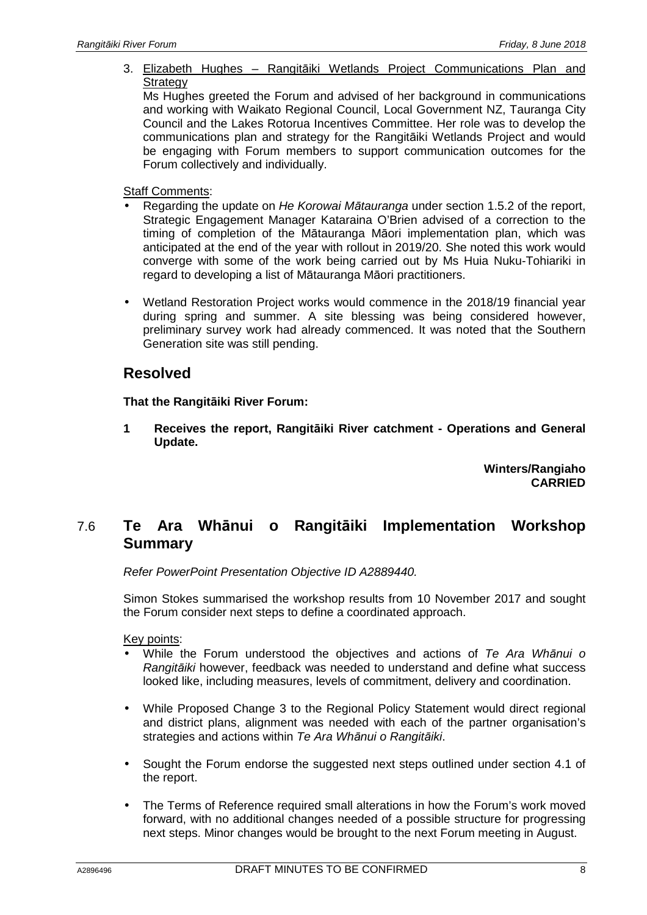3. Elizabeth Hughes – Rangitāiki Wetlands Project Communications Plan and Strategy
   Ms Hughes greeted the Forum and advised of her background in communications and working with Waikato Regional Council, Local Government NZ, Tauranga City Council and the Lakes Rotorua Incentives Committee. Her role was to develop the communications plan and strategy for the Rangitāiki Wetlands Project and would be engaging with Forum members to support communication outcomes for the Forum collectively and individually.

Staff Comments:

- Regarding the update on *He Korowai Mātauranga* under section 1.5.2 of the report, Strategic Engagement Manager Kataraina O'Brien advised of a correction to the timing of completion of the Mātauranga Māori implementation plan, which was anticipated at the end of the year with rollout in 2019/20. She noted this work would converge with some of the work being carried out by Ms Huia Nuku-Tohiariki in regard to developing a list of Mātauranga Māori practitioners.
- Wetland Restoration Project works would commence in the 2018/19 financial year during spring and summer. A site blessing was being considered however, preliminary survey work had already commenced. It was noted that the Southern Generation site was still pending.

## Resolved

**That the Rangitāiki River Forum:**

**1 Receives the report, Rangitāiki River catchment - Operations and General Update.**

**Winters/Rangiaho**
**CARRIED**

## 7.6 Te Ara Whānui o Rangitāiki Implementation Workshop Summary

*Refer PowerPoint Presentation Objective ID A2889440.*

Simon Stokes summarised the workshop results from 10 November 2017 and sought the Forum consider next steps to define a coordinated approach.

Key points:

- While the Forum understood the objectives and actions of *Te Ara Whānui o Rangitāiki* however, feedback was needed to understand and define what success looked like, including measures, levels of commitment, delivery and coordination.
- While Proposed Change 3 to the Regional Policy Statement would direct regional and district plans, alignment was needed with each of the partner organisation's strategies and actions within *Te Ara Whānui o Rangitāiki*.
- Sought the Forum endorse the suggested next steps outlined under section 4.1 of the report.
- The Terms of Reference required small alterations in how the Forum's work moved forward, with no additional changes needed of a possible structure for progressing next steps. Minor changes would be brought to the next Forum meeting in August.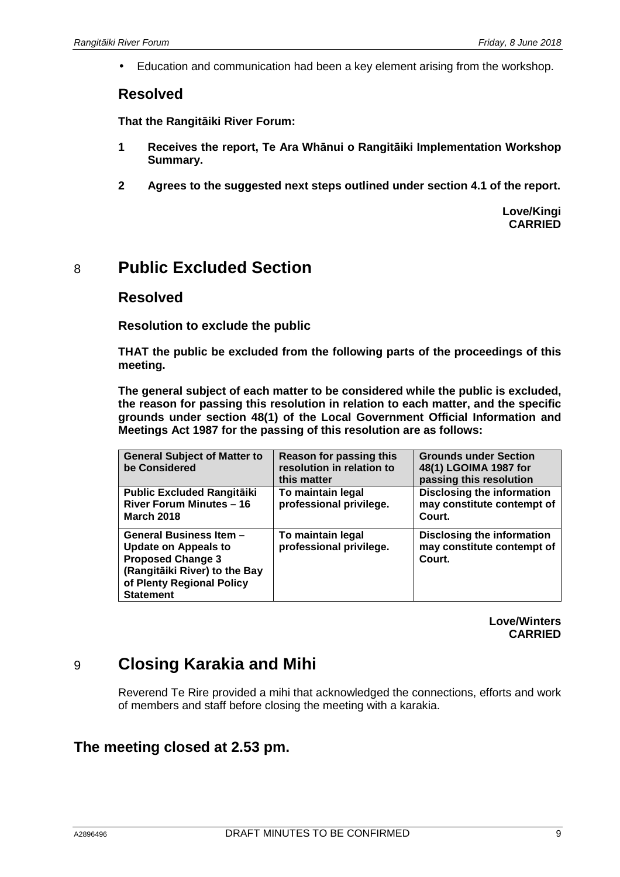- Education and communication had been a key element arising from the workshop.

## Resolved

**That the Rangitāiki River Forum:**

**1 Receives the report, Te Ara Whānui o Rangitāiki Implementation Workshop Summary.**

**2 Agrees to the suggested next steps outlined under section 4.1 of the report.**

**Love/Kingi**
**CARRIED**

# 8 Public Excluded Section

## Resolved

**Resolution to exclude the public**

**THAT the public be excluded from the following parts of the proceedings of this meeting.**

**The general subject of each matter to be considered while the public is excluded, the reason for passing this resolution in relation to each matter, and the specific grounds under section 48(1) of the Local Government Official Information and Meetings Act 1987 for the passing of this resolution are as follows:**

| General Subject of Matter to be Considered | Reason for passing this resolution in relation to this matter | Grounds under Section 48(1) LGOIMA 1987 for passing this resolution |
|---|---|---|
| Public Excluded Rangitāiki River Forum Minutes – 16 March 2018 | To maintain legal professional privilege. | Disclosing the information may constitute contempt of Court. |
| General Business Item – Update on Appeals to Proposed Change 3 (Rangitāiki River) to the Bay of Plenty Regional Policy Statement | To maintain legal professional privilege. | Disclosing the information may constitute contempt of Court. |

**Love/Winters**
**CARRIED**

# 9 Closing Karakia and Mihi

Reverend Te Rire provided a mihi that acknowledged the connections, efforts and work of members and staff before closing the meeting with a karakia.

## The meeting closed at 2.53 pm.